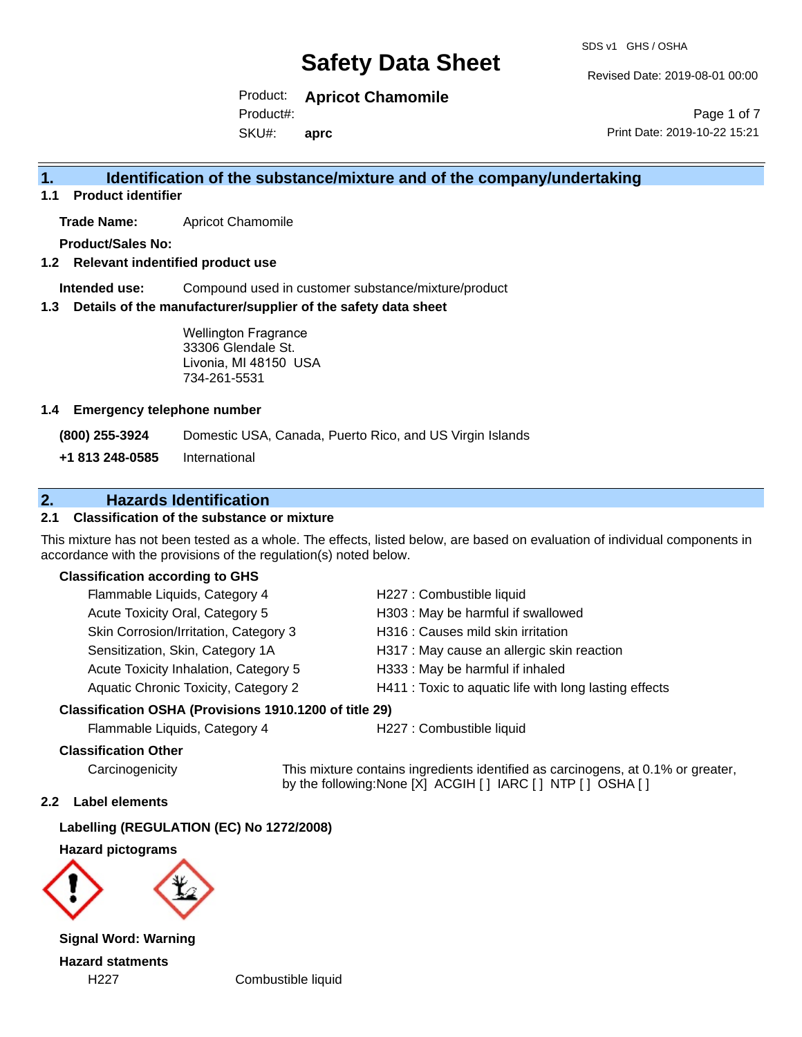# Safety Data Sheet

SDS v1 GHS / OSHA

Revised Date: 2019-08-01 00:00

Product: **Apricot Chamomile**

Product#:

SKU#: **aprc**

Print Date: 2019-10-22 15:21

## 1. Identification of the substance/mixture and of the company/undertaking

### 1.1 Product identifier

**Trade Name:** Apricot Chamomile

**Product/Sales No:**

### 1.2 Relevant indentified product use

**Intended use:** Compound used in customer substance/mixture/product

### 1.3 Details of the manufacturer/supplier of the safety data sheet

Wellington Fragrance
33306 Glendale St.
Livonia, MI 48150 USA
734-261-5531

### 1.4 Emergency telephone number

**(800) 255-3924** Domestic USA, Canada, Puerto Rico, and US Virgin Islands

**+1 813 248-0585** International

## 2. Hazards Identification

### 2.1 Classification of the substance or mixture

This mixture has not been tested as a whole. The effects, listed below, are based on evaluation of individual components in accordance with the provisions of the regulation(s) noted below.

**Classification according to GHS**

| | |
|---|---|
| Flammable Liquids, Category 4 | H227 : Combustible liquid |
| Acute Toxicity Oral, Category 5 | H303 : May be harmful if swallowed |
| Skin Corrosion/Irritation, Category 3 | H316 : Causes mild skin irritation |
| Sensitization, Skin, Category 1A | H317 : May cause an allergic skin reaction |
| Acute Toxicity Inhalation, Category 5 | H333 : May be harmful if inhaled |
| Aquatic Chronic Toxicity, Category 2 | H411 : Toxic to aquatic life with long lasting effects |

**Classification OSHA (Provisions 1910.1200 of title 29)**

| | |
|---|---|
| Flammable Liquids, Category 4 | H227 : Combustible liquid |

**Classification Other**

Carcinogenicity: This mixture contains ingredients identified as carcinogens, at 0.1% or greater, by the following:None [X] ACGIH [ ] IARC [ ] NTP [ ] OSHA [ ]

### 2.2 Label elements

**Labelling (REGULATION (EC) No 1272/2008)**

**Hazard pictograms**

**Signal Word: Warning**

**Hazard statments**

| | |
|---|---|
| H227 | Combustible liquid |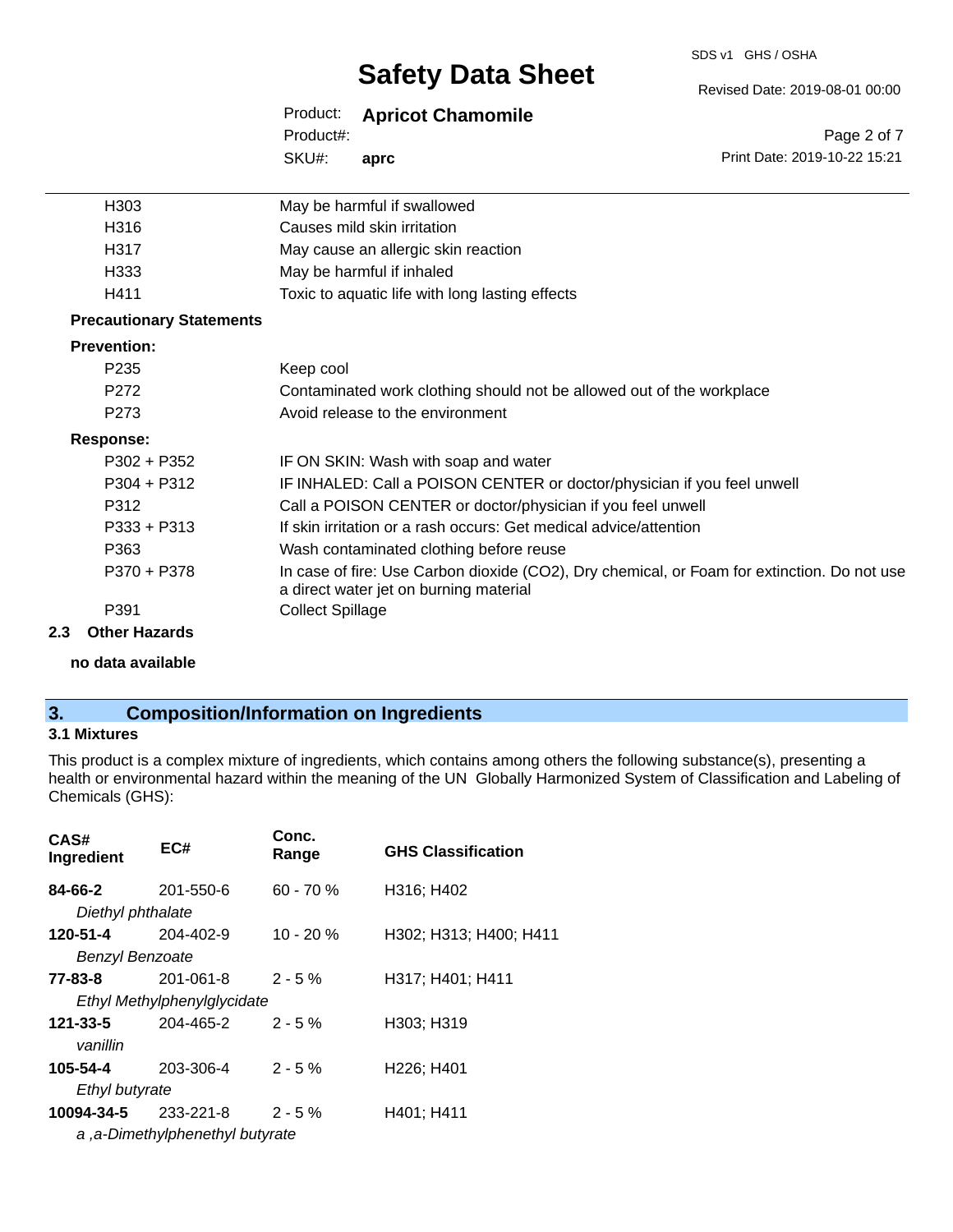| | |
|---|---|
| H303 | May be harmful if swallowed |
| H316 | Causes mild skin irritation |
| H317 | May cause an allergic skin reaction |
| H333 | May be harmful if inhaled |
| H411 | Toxic to aquatic life with long lasting effects |

**Precautionary Statements**

**Prevention:**

| | |
|---|---|
| P235 | Keep cool |
| P272 | Contaminated work clothing should not be allowed out of the workplace |
| P273 | Avoid release to the environment |

**Response:**

| | |
|---|---|
| P302 + P352 | IF ON SKIN: Wash with soap and water |
| P304 + P312 | IF INHALED: Call a POISON CENTER or doctor/physician if you feel unwell |
| P312 | Call a POISON CENTER or doctor/physician if you feel unwell |
| P333 + P313 | If skin irritation or a rash occurs: Get medical advice/attention |
| P363 | Wash contaminated clothing before reuse |
| P370 + P378 | In case of fire: Use Carbon dioxide ($CO_2$), Dry chemical, or Foam for extinction. Do not use a direct water jet on burning material |
| P391 | Collect Spillage |

### 2.3 Other Hazards

**no data available**

## 3. Composition/Information on Ingredients

### 3.1 Mixtures

This product is a complex mixture of ingredients, which contains among others the following substance(s), presenting a health or environmental hazard within the meaning of the UN Globally Harmonized System of Classification and Labeling of Chemicals (GHS):

| CAS# Ingredient | EC# | Conc. Range | GHS Classification |
|---|---|---|---|
| **84-66-2** *Diethyl phthalate* | 201-550-6 | 60 - 70 % | H316; H402 |
| **120-51-4** *Benzyl Benzoate* | 204-402-9 | 10 - 20 % | H302; H313; H400; H411 |
| **77-83-8** *Ethyl Methylphenylglycidate* | 201-061-8 | 2 - 5 % | H317; H401; H411 |
| **121-33-5** *vanillin* | 204-465-2 | 2 - 5 % | H303; H319 |
| **105-54-4** *Ethyl butyrate* | 203-306-4 | 2 - 5 % | H226; H401 |
| **10094-34-5** *a ,a-Dimethylphenethyl butyrate* | 233-221-8 | 2 - 5 % | H401; H411 |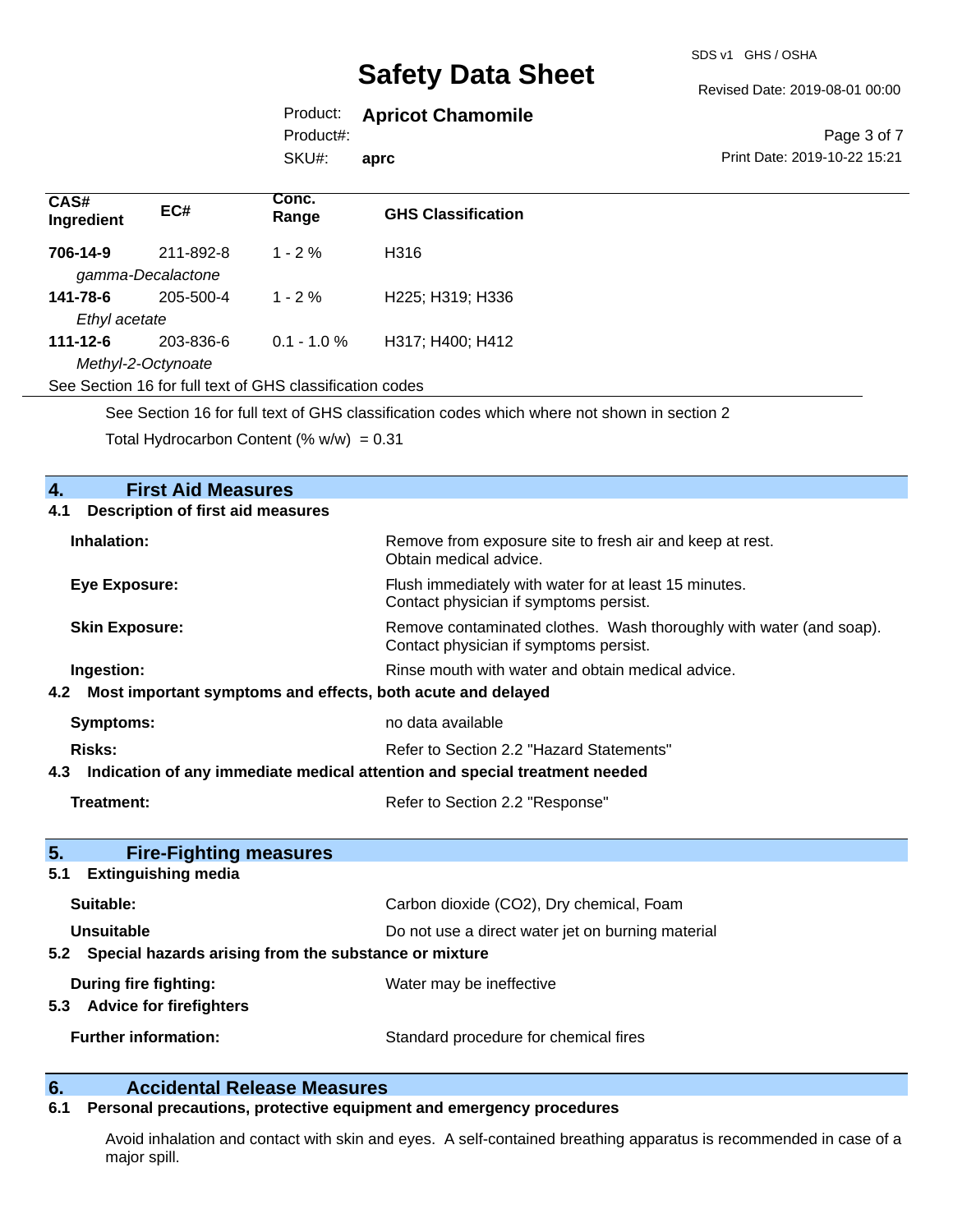| CAS# Ingredient | EC# | Conc. Range | GHS Classification |
|---|---|---|---|
| **706-14-9** *gamma-Decalactone* | 211-892-8 | 1 - 2 % | H316 |
| **141-78-6** *Ethyl acetate* | 205-500-4 | 1 - 2 % | H225; H319; H336 |
| **111-12-6** *Methyl-2-Octynoate* | 203-836-6 | 0.1 - 1.0 % | H317; H400; H412 |

See Section 16 for full text of GHS classification codes

See Section 16 for full text of GHS classification codes which where not shown in section 2

Total Hydrocarbon Content (% w/w) = 0.31

## 4. First Aid Measures

### 4.1 Description of first aid measures

**Inhalation:** Remove from exposure site to fresh air and keep at rest. Obtain medical advice.

**Eye Exposure:** Flush immediately with water for at least 15 minutes. Contact physician if symptoms persist.

**Skin Exposure:** Remove contaminated clothes. Wash thoroughly with water (and soap). Contact physician if symptoms persist.

**Ingestion:** Rinse mouth with water and obtain medical advice.

### 4.2 Most important symptoms and effects, both acute and delayed

**Symptoms:** no data available

**Risks:** Refer to Section 2.2 "Hazard Statements"

### 4.3 Indication of any immediate medical attention and special treatment needed

**Treatment:** Refer to Section 2.2 "Response"

## 5. Fire-Fighting measures

### 5.1 Extinguishing media

**Suitable:** Carbon dioxide ($CO_2$), Dry chemical, Foam

**Unsuitable** Do not use a direct water jet on burning material

### 5.2 Special hazards arising from the substance or mixture

**During fire fighting:** Water may be ineffective

### 5.3 Advice for firefighters

**Further information:** Standard procedure for chemical fires

## 6. Accidental Release Measures

### 6.1 Personal precautions, protective equipment and emergency procedures

Avoid inhalation and contact with skin and eyes. A self-contained breathing apparatus is recommended in case of a major spill.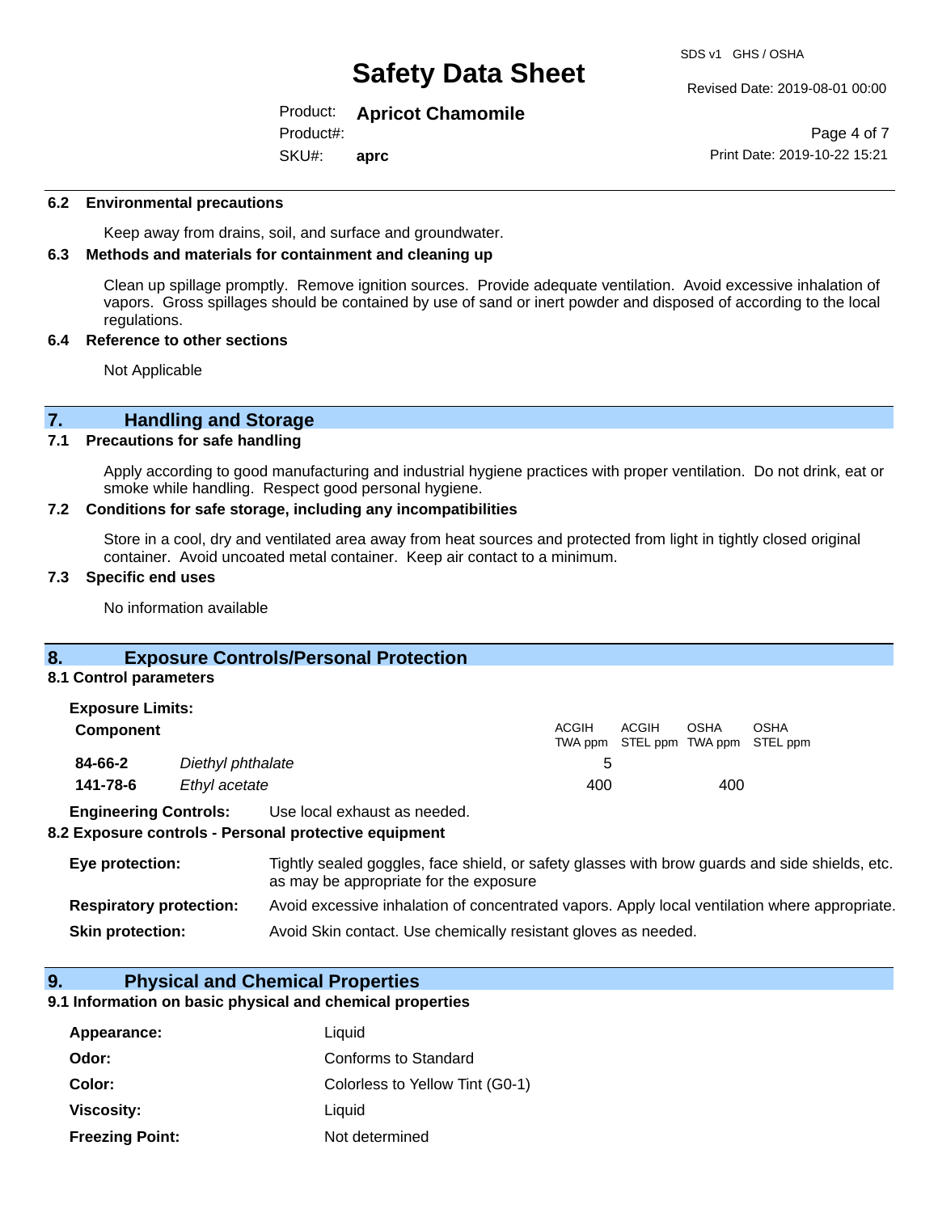### 6.2 Environmental precautions

Keep away from drains, soil, and surface and groundwater.

### 6.3 Methods and materials for containment and cleaning up

Clean up spillage promptly. Remove ignition sources. Provide adequate ventilation. Avoid excessive inhalation of vapors. Gross spillages should be contained by use of sand or inert powder and disposed of according to the local regulations.

### 6.4 Reference to other sections

Not Applicable

## 7. Handling and Storage

### 7.1 Precautions for safe handling

Apply according to good manufacturing and industrial hygiene practices with proper ventilation. Do not drink, eat or smoke while handling. Respect good personal hygiene.

### 7.2 Conditions for safe storage, including any incompatibilities

Store in a cool, dry and ventilated area away from heat sources and protected from light in tightly closed original container. Avoid uncoated metal container. Keep air contact to a minimum.

### 7.3 Specific end uses

No information available

## 8. Exposure Controls/Personal Protection

### 8.1 Control parameters

**Exposure Limits:**

| Component | | ACGIH TWA ppm | ACGIH STEL ppm | OSHA TWA ppm | OSHA STEL ppm |
|---|---|---|---|---|---|
| **84-66-2** | *Diethyl phthalate* | 5 | | | |
| **141-78-6** | *Ethyl acetate* | 400 | | 400 | |

**Engineering Controls:** Use local exhaust as needed.

### 8.2 Exposure controls - Personal protective equipment

**Eye protection:** Tightly sealed goggles, face shield, or safety glasses with brow guards and side shields, etc. as may be appropriate for the exposure

**Respiratory protection:** Avoid excessive inhalation of concentrated vapors. Apply local ventilation where appropriate.

**Skin protection:** Avoid Skin contact. Use chemically resistant gloves as needed.

## 9. Physical and Chemical Properties

### 9.1 Information on basic physical and chemical properties

**Appearance:** Liquid

**Odor:** Conforms to Standard

**Color:** Colorless to Yellow Tint (G0-1)

**Viscosity:** Liquid

**Freezing Point:** Not determined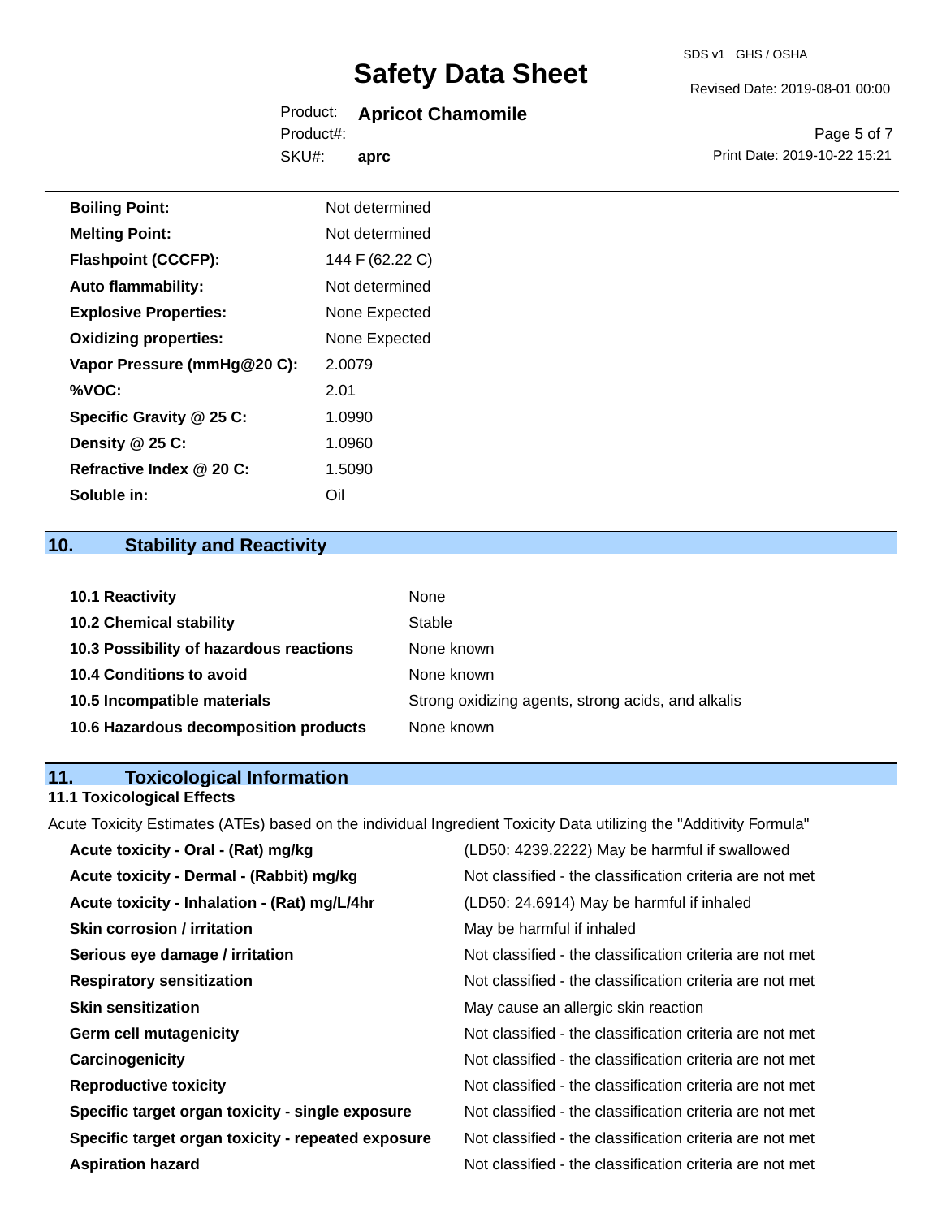| | |
|---|---|
| **Boiling Point:** | Not determined |
| **Melting Point:** | Not determined |
| **Flashpoint (CCCFP):** | 144 F (62.22 C) |
| **Auto flammability:** | Not determined |
| **Explosive Properties:** | None Expected |
| **Oxidizing properties:** | None Expected |
| **Vapor Pressure (mmHg@20 C):** | 2.0079 |
| **%VOC:** | 2.01 |
| **Specific Gravity @ 25 C:** | 1.0990 |
| **Density @ 25 C:** | 1.0960 |
| **Refractive Index @ 20 C:** | 1.5090 |
| **Soluble in:** | Oil |

## 10. Stability and Reactivity

| | |
|---|---|
| **10.1 Reactivity** | None |
| **10.2 Chemical stability** | Stable |
| **10.3 Possibility of hazardous reactions** | None known |
| **10.4 Conditions to avoid** | None known |
| **10.5 Incompatible materials** | Strong oxidizing agents, strong acids, and alkalis |
| **10.6 Hazardous decomposition products** | None known |

## 11. Toxicological Information

### 11.1 Toxicological Effects

Acute Toxicity Estimates (ATEs) based on the individual Ingredient Toxicity Data utilizing the "Additivity Formula"

| | |
|---|---|
| **Acute toxicity - Oral - (Rat) mg/kg** | (LD50: 4239.2222) May be harmful if swallowed |
| **Acute toxicity - Dermal - (Rabbit) mg/kg** | Not classified - the classification criteria are not met |
| **Acute toxicity - Inhalation - (Rat) mg/L/4hr** | (LD50: 24.6914) May be harmful if inhaled |
| **Skin corrosion / irritation** | May be harmful if inhaled |
| **Serious eye damage / irritation** | Not classified - the classification criteria are not met |
| **Respiratory sensitization** | Not classified - the classification criteria are not met |
| **Skin sensitization** | May cause an allergic skin reaction |
| **Germ cell mutagenicity** | Not classified - the classification criteria are not met |
| **Carcinogenicity** | Not classified - the classification criteria are not met |
| **Reproductive toxicity** | Not classified - the classification criteria are not met |
| **Specific target organ toxicity - single exposure** | Not classified - the classification criteria are not met |
| **Specific target organ toxicity - repeated exposure** | Not classified - the classification criteria are not met |
| **Aspiration hazard** | Not classified - the classification criteria are not met |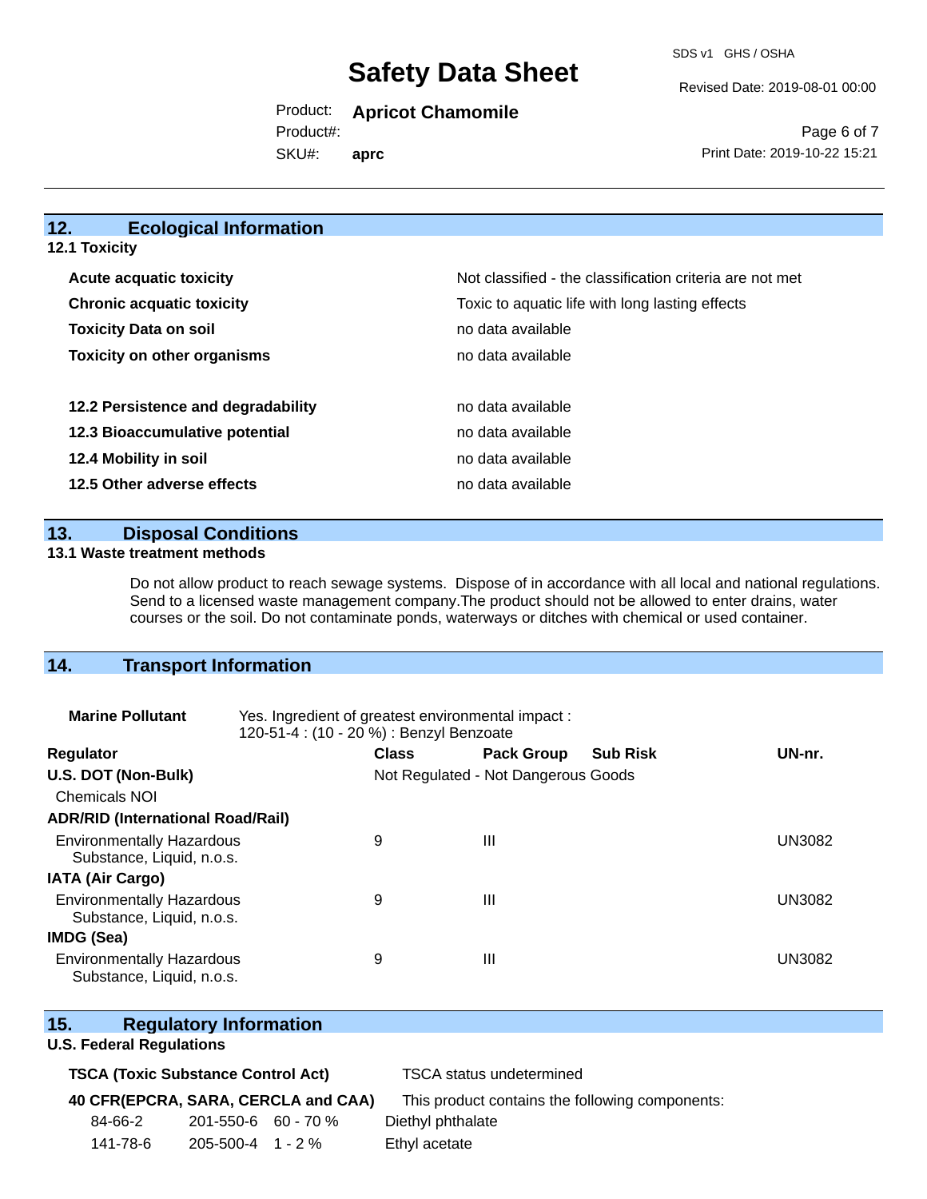## 12. Ecological Information

### 12.1 Toxicity

| | |
|---|---|
| **Acute acquatic toxicity** | Not classified - the classification criteria are not met |
| **Chronic acquatic toxicity** | Toxic to aquatic life with long lasting effects |
| **Toxicity Data on soil** | no data available |
| **Toxicity on other organisms** | no data available |

| | |
|---|---|
| **12.2 Persistence and degradability** | no data available |
| **12.3 Bioaccumulative potential** | no data available |
| **12.4 Mobility in soil** | no data available |
| **12.5 Other adverse effects** | no data available |

## 13. Disposal Conditions

### 13.1 Waste treatment methods

Do not allow product to reach sewage systems. Dispose of in accordance with all local and national regulations. Send to a licensed waste management company.The product should not be allowed to enter drains, water courses or the soil. Do not contaminate ponds, waterways or ditches with chemical or used container.

## 14. Transport Information

**Marine Pollutant** Yes. Ingredient of greatest environmental impact : 120-51-4 : (10 - 20 %) : Benzyl Benzoate

| Regulator | Class | Pack Group | Sub Risk | UN-nr. |
|---|---|---|---|---|
| **U.S. DOT (Non-Bulk)** | Not Regulated - Not Dangerous Goods | | | |
| Chemicals NOI | | | | |
| **ADR/RID (International Road/Rail)** | | | | |
| Environmentally Hazardous Substance, Liquid, n.o.s. | 9 | III | | UN3082 |
| **IATA (Air Cargo)** | | | | |
| Environmentally Hazardous Substance, Liquid, n.o.s. | 9 | III | | UN3082 |
| **IMDG (Sea)** | | | | |
| Environmentally Hazardous Substance, Liquid, n.o.s. | 9 | III | | UN3082 |

## 15. Regulatory Information

### U.S. Federal Regulations

**TSCA (Toxic Substance Control Act)** TSCA status undetermined

**40 CFR(EPCRA, SARA, CERCLA and CAA)** This product contains the following components:

| | | | |
|---|---|---|---|
| 84-66-2 | 201-550-6 | 60 - 70 % | Diethyl phthalate |
| 141-78-6 | 205-500-4 | 1 - 2 % | Ethyl acetate |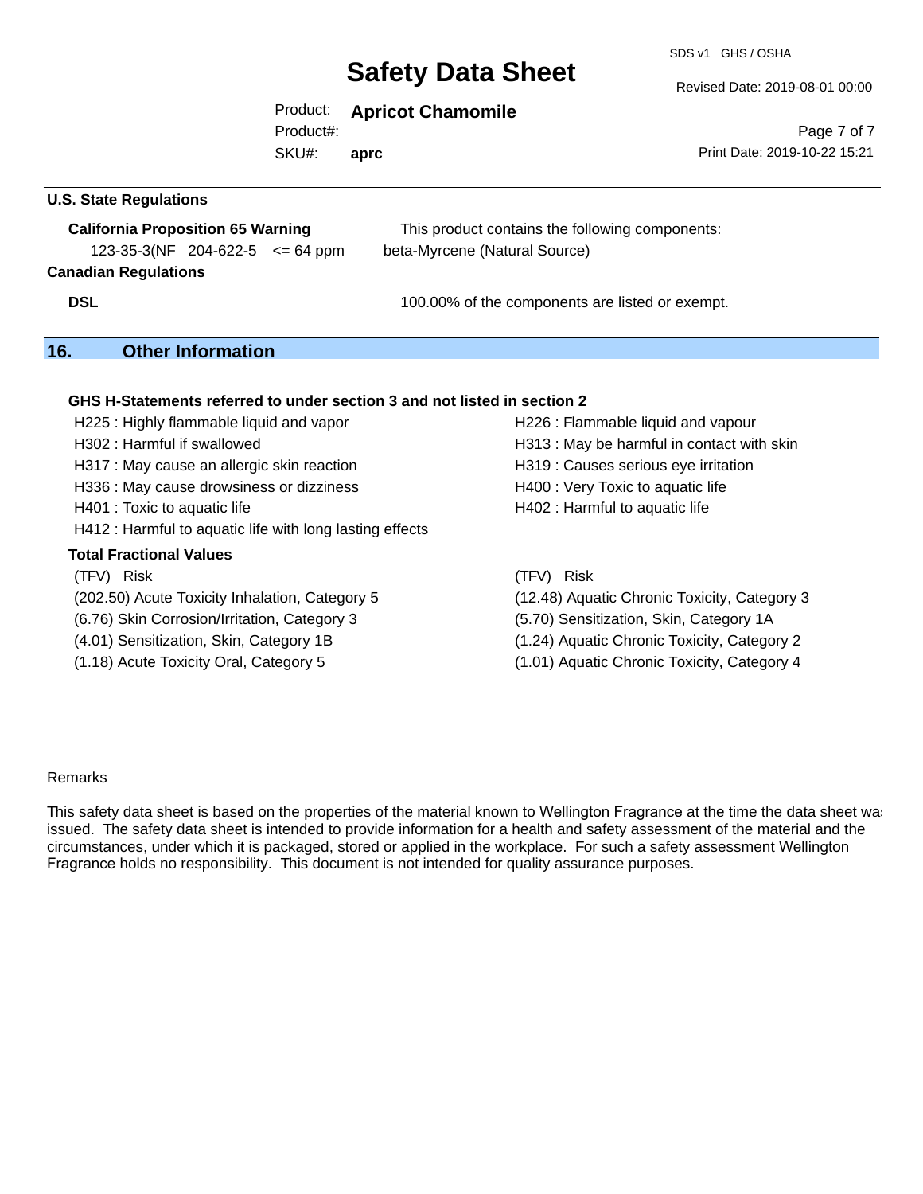### U.S. State Regulations

**California Proposition 65 Warning** — This product contains the following components:

123-35-3(NF 204-622-5 <= 64 ppm beta-Myrcene (Natural Source)

### Canadian Regulations

**DSL** — 100.00% of the components are listed or exempt.

## 16. Other Information

**GHS H-Statements referred to under section 3 and not listed in section 2**

H225 : Highly flammable liquid and vapor
H226 : Flammable liquid and vapour
H302 : Harmful if swallowed
H313 : May be harmful in contact with skin
H317 : May cause an allergic skin reaction
H319 : Causes serious eye irritation
H336 : May cause drowsiness or dizziness
H400 : Very Toxic to aquatic life
H401 : Toxic to aquatic life
H402 : Harmful to aquatic life
H412 : Harmful to aquatic life with long lasting effects

**Total Fractional Values**

| (TFV) Risk | (TFV) Risk |
|---|---|
| (202.50) Acute Toxicity Inhalation, Category 5 | (12.48) Aquatic Chronic Toxicity, Category 3 |
| (6.76) Skin Corrosion/Irritation, Category 3 | (5.70) Sensitization, Skin, Category 1A |
| (4.01) Sensitization, Skin, Category 1B | (1.24) Aquatic Chronic Toxicity, Category 2 |
| (1.18) Acute Toxicity Oral, Category 5 | (1.01) Aquatic Chronic Toxicity, Category 4 |

Remarks

This safety data sheet is based on the properties of the material known to Wellington Fragrance at the time the data sheet was issued. The safety data sheet is intended to provide information for a health and safety assessment of the material and the circumstances, under which it is packaged, stored or applied in the workplace. For such a safety assessment Wellington Fragrance holds no responsibility. This document is not intended for quality assurance purposes.